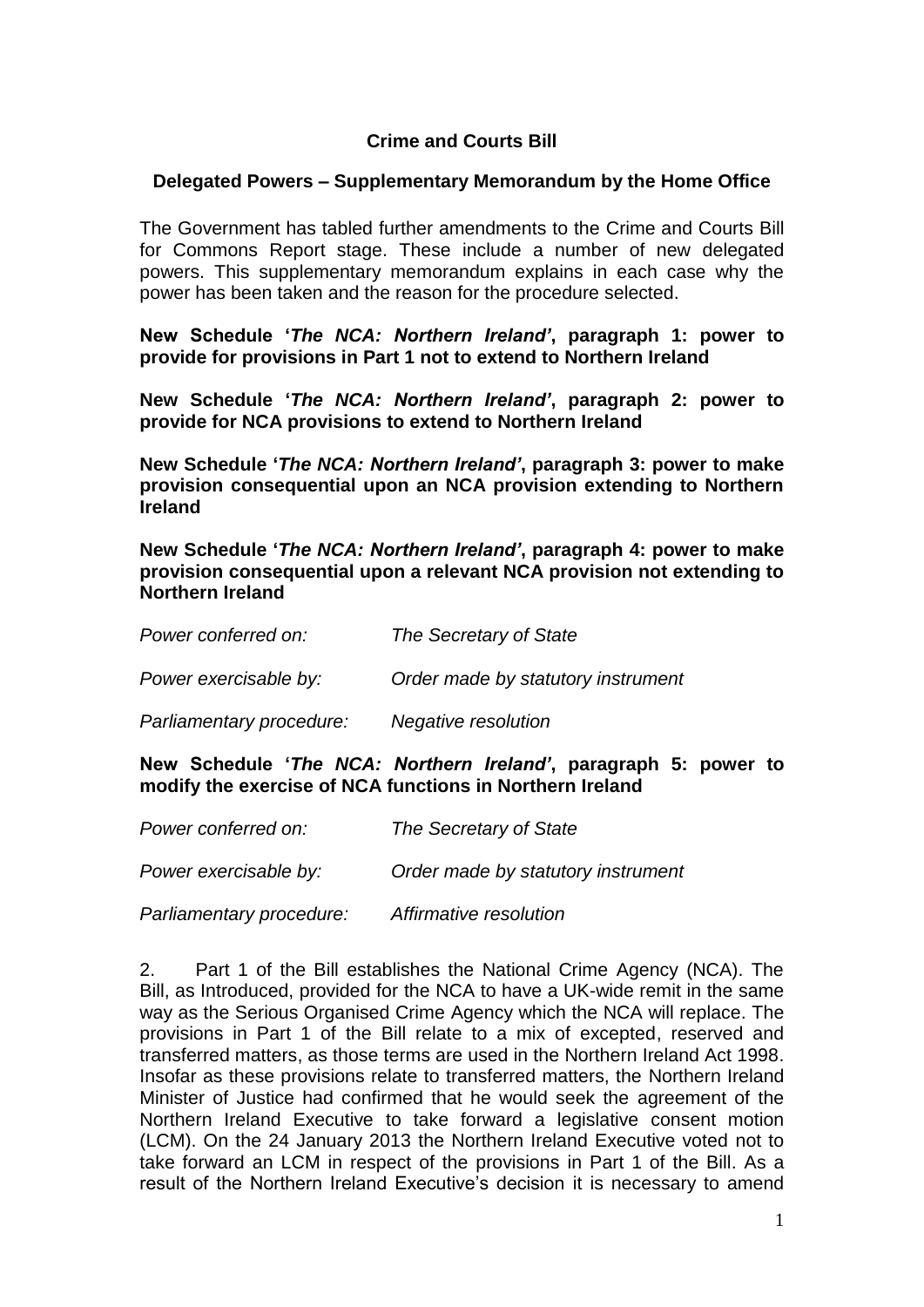# Crime and Courts Bill

## Delegated Powers – Supplementary Memorandum by the Home Office

The Government has tabled further amendments to the Crime and Courts Bill for Commons Report stage. These include a number of new delegated powers. This supplementary memorandum explains in each case why the power has been taken and the reason for the procedure selected.

**New Schedule '*The NCA: Northern Ireland*', paragraph 1: power to provide for provisions in Part 1 not to extend to Northern Ireland**

**New Schedule '*The NCA: Northern Ireland*', paragraph 2: power to provide for NCA provisions to extend to Northern Ireland**

**New Schedule '*The NCA: Northern Ireland*', paragraph 3: power to make provision consequential upon an NCA provision extending to Northern Ireland**

**New Schedule '*The NCA: Northern Ireland*', paragraph 4: power to make provision consequential upon a relevant NCA provision not extending to Northern Ireland**

*Power conferred on:* *The Secretary of State*

*Power exercisable by:* *Order made by statutory instrument*

*Parliamentary procedure:* *Negative resolution*

**New Schedule '*The NCA: Northern Ireland*', paragraph 5: power to modify the exercise of NCA functions in Northern Ireland**

*Power conferred on:* *The Secretary of State*

*Power exercisable by:* *Order made by statutory instrument*

*Parliamentary procedure:* *Affirmative resolution*

2. Part 1 of the Bill establishes the National Crime Agency (NCA). The Bill, as Introduced, provided for the NCA to have a UK-wide remit in the same way as the Serious Organised Crime Agency which the NCA will replace. The provisions in Part 1 of the Bill relate to a mix of excepted, reserved and transferred matters, as those terms are used in the Northern Ireland Act 1998. Insofar as these provisions relate to transferred matters, the Northern Ireland Minister of Justice had confirmed that he would seek the agreement of the Northern Ireland Executive to take forward a legislative consent motion (LCM). On the 24 January 2013 the Northern Ireland Executive voted not to take forward an LCM in respect of the provisions in Part 1 of the Bill. As a result of the Northern Ireland Executive's decision it is necessary to amend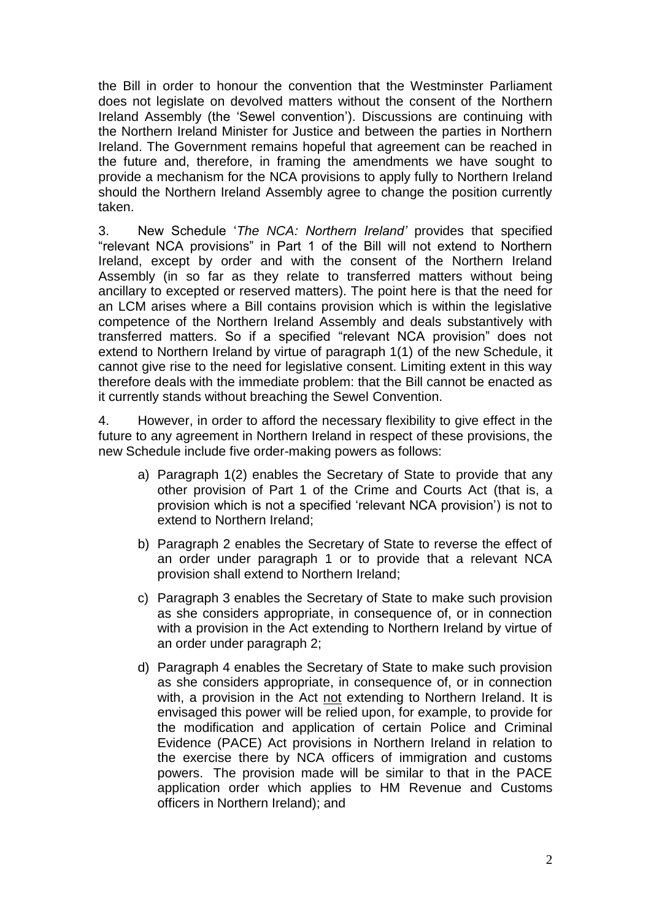the Bill in order to honour the convention that the Westminster Parliament does not legislate on devolved matters without the consent of the Northern Ireland Assembly (the 'Sewel convention'). Discussions are continuing with the Northern Ireland Minister for Justice and between the parties in Northern Ireland. The Government remains hopeful that agreement can be reached in the future and, therefore, in framing the amendments we have sought to provide a mechanism for the NCA provisions to apply fully to Northern Ireland should the Northern Ireland Assembly agree to change the position currently taken.

3. New Schedule '*The NCA: Northern Ireland*' provides that specified "relevant NCA provisions" in Part 1 of the Bill will not extend to Northern Ireland, except by order and with the consent of the Northern Ireland Assembly (in so far as they relate to transferred matters without being ancillary to excepted or reserved matters). The point here is that the need for an LCM arises where a Bill contains provision which is within the legislative competence of the Northern Ireland Assembly and deals substantively with transferred matters. So if a specified "relevant NCA provision" does not extend to Northern Ireland by virtue of paragraph 1(1) of the new Schedule, it cannot give rise to the need for legislative consent. Limiting extent in this way therefore deals with the immediate problem: that the Bill cannot be enacted as it currently stands without breaching the Sewel Convention.

4. However, in order to afford the necessary flexibility to give effect in the future to any agreement in Northern Ireland in respect of these provisions, the new Schedule include five order-making powers as follows:

a) Paragraph 1(2) enables the Secretary of State to provide that any other provision of Part 1 of the Crime and Courts Act (that is, a provision which is not a specified 'relevant NCA provision') is not to extend to Northern Ireland;

b) Paragraph 2 enables the Secretary of State to reverse the effect of an order under paragraph 1 or to provide that a relevant NCA provision shall extend to Northern Ireland;

c) Paragraph 3 enables the Secretary of State to make such provision as she considers appropriate, in consequence of, or in connection with a provision in the Act extending to Northern Ireland by virtue of an order under paragraph 2;

d) Paragraph 4 enables the Secretary of State to make such provision as she considers appropriate, in consequence of, or in connection with, a provision in the Act not extending to Northern Ireland. It is envisaged this power will be relied upon, for example, to provide for the modification and application of certain Police and Criminal Evidence (PACE) Act provisions in Northern Ireland in relation to the exercise there by NCA officers of immigration and customs powers. The provision made will be similar to that in the PACE application order which applies to HM Revenue and Customs officers in Northern Ireland); and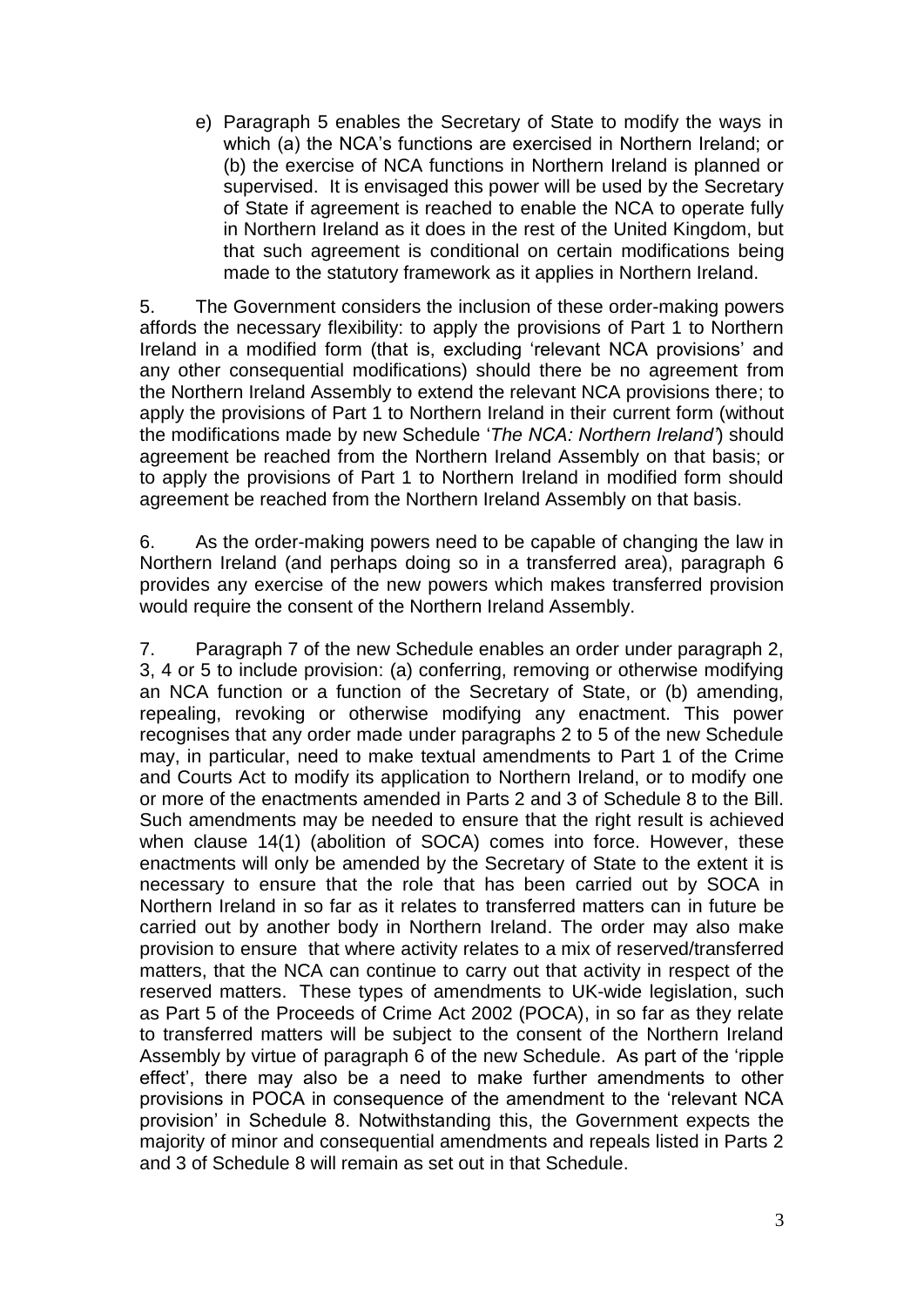e) Paragraph 5 enables the Secretary of State to modify the ways in which (a) the NCA's functions are exercised in Northern Ireland; or (b) the exercise of NCA functions in Northern Ireland is planned or supervised. It is envisaged this power will be used by the Secretary of State if agreement is reached to enable the NCA to operate fully in Northern Ireland as it does in the rest of the United Kingdom, but that such agreement is conditional on certain modifications being made to the statutory framework as it applies in Northern Ireland.

5. The Government considers the inclusion of these order-making powers affords the necessary flexibility: to apply the provisions of Part 1 to Northern Ireland in a modified form (that is, excluding 'relevant NCA provisions' and any other consequential modifications) should there be no agreement from the Northern Ireland Assembly to extend the relevant NCA provisions there; to apply the provisions of Part 1 to Northern Ireland in their current form (without the modifications made by new Schedule '*The NCA: Northern Ireland*') should agreement be reached from the Northern Ireland Assembly on that basis; or to apply the provisions of Part 1 to Northern Ireland in modified form should agreement be reached from the Northern Ireland Assembly on that basis.

6. As the order-making powers need to be capable of changing the law in Northern Ireland (and perhaps doing so in a transferred area), paragraph 6 provides any exercise of the new powers which makes transferred provision would require the consent of the Northern Ireland Assembly.

7. Paragraph 7 of the new Schedule enables an order under paragraph 2, 3, 4 or 5 to include provision: (a) conferring, removing or otherwise modifying an NCA function or a function of the Secretary of State, or (b) amending, repealing, revoking or otherwise modifying any enactment. This power recognises that any order made under paragraphs 2 to 5 of the new Schedule may, in particular, need to make textual amendments to Part 1 of the Crime and Courts Act to modify its application to Northern Ireland, or to modify one or more of the enactments amended in Parts 2 and 3 of Schedule 8 to the Bill. Such amendments may be needed to ensure that the right result is achieved when clause 14(1) (abolition of SOCA) comes into force. However, these enactments will only be amended by the Secretary of State to the extent it is necessary to ensure that the role that has been carried out by SOCA in Northern Ireland in so far as it relates to transferred matters can in future be carried out by another body in Northern Ireland. The order may also make provision to ensure that where activity relates to a mix of reserved/transferred matters, that the NCA can continue to carry out that activity in respect of the reserved matters. These types of amendments to UK-wide legislation, such as Part 5 of the Proceeds of Crime Act 2002 (POCA), in so far as they relate to transferred matters will be subject to the consent of the Northern Ireland Assembly by virtue of paragraph 6 of the new Schedule. As part of the 'ripple effect', there may also be a need to make further amendments to other provisions in POCA in consequence of the amendment to the 'relevant NCA provision' in Schedule 8. Notwithstanding this, the Government expects the majority of minor and consequential amendments and repeals listed in Parts 2 and 3 of Schedule 8 will remain as set out in that Schedule.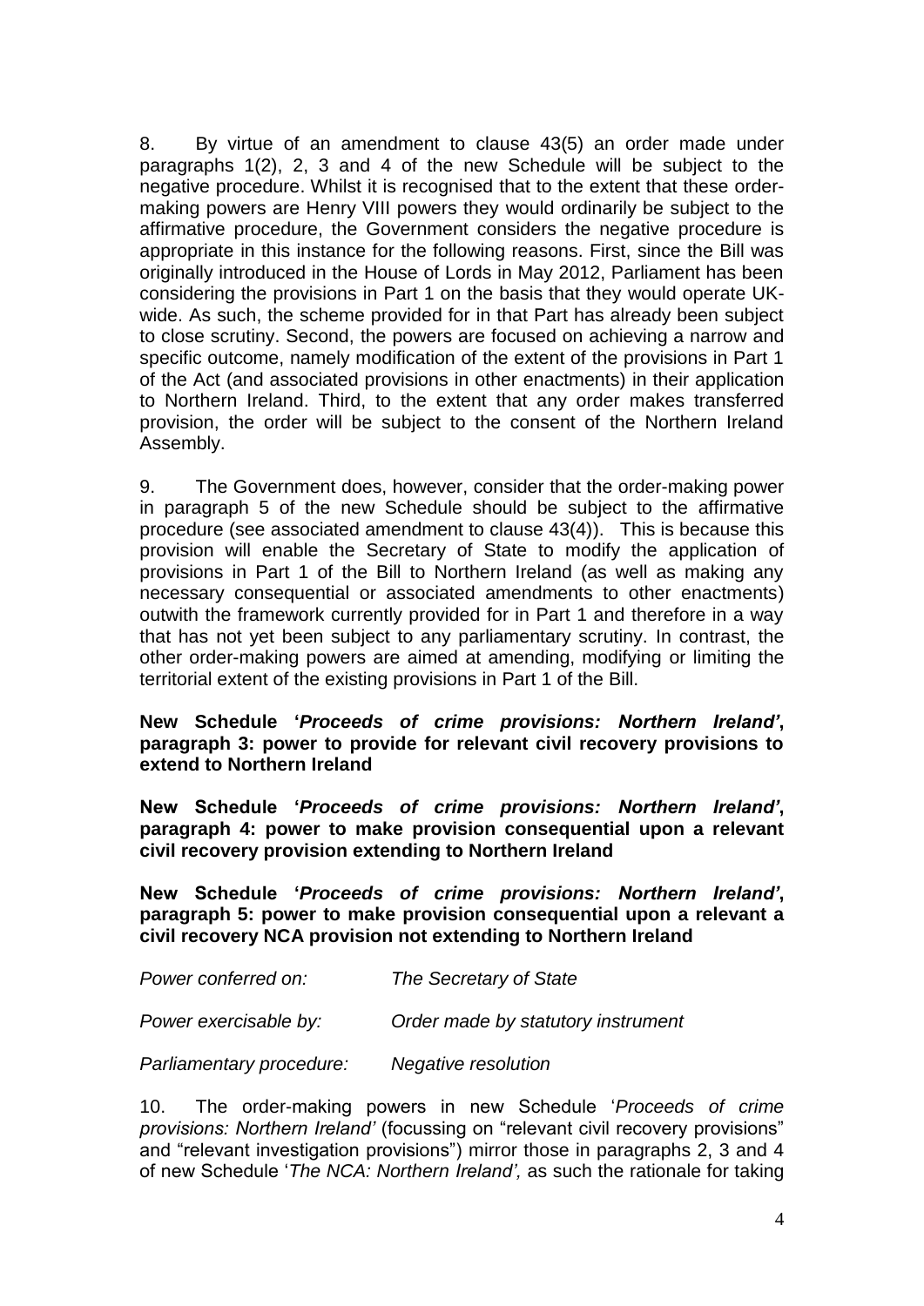8. By virtue of an amendment to clause 43(5) an order made under paragraphs 1(2), 2, 3 and 4 of the new Schedule will be subject to the negative procedure. Whilst it is recognised that to the extent that these order-making powers are Henry VIII powers they would ordinarily be subject to the affirmative procedure, the Government considers the negative procedure is appropriate in this instance for the following reasons. First, since the Bill was originally introduced in the House of Lords in May 2012, Parliament has been considering the provisions in Part 1 on the basis that they would operate UK-wide. As such, the scheme provided for in that Part has already been subject to close scrutiny. Second, the powers are focused on achieving a narrow and specific outcome, namely modification of the extent of the provisions in Part 1 of the Act (and associated provisions in other enactments) in their application to Northern Ireland. Third, to the extent that any order makes transferred provision, the order will be subject to the consent of the Northern Ireland Assembly.

9. The Government does, however, consider that the order-making power in paragraph 5 of the new Schedule should be subject to the affirmative procedure (see associated amendment to clause 43(4)). This is because this provision will enable the Secretary of State to modify the application of provisions in Part 1 of the Bill to Northern Ireland (as well as making any necessary consequential or associated amendments to other enactments) outwith the framework currently provided for in Part 1 and therefore in a way that has not yet been subject to any parliamentary scrutiny. In contrast, the other order-making powers are aimed at amending, modifying or limiting the territorial extent of the existing provisions in Part 1 of the Bill.

**New Schedule '*Proceeds of crime provisions: Northern Ireland'*, paragraph 3: power to provide for relevant civil recovery provisions to extend to Northern Ireland**

**New Schedule '*Proceeds of crime provisions: Northern Ireland'*, paragraph 4: power to make provision consequential upon a relevant civil recovery provision extending to Northern Ireland**

**New Schedule '*Proceeds of crime provisions: Northern Ireland'*, paragraph 5: power to make provision consequential upon a relevant a civil recovery NCA provision not extending to Northern Ireland**

*Power conferred on:* *The Secretary of State*

*Power exercisable by:* *Order made by statutory instrument*

*Parliamentary procedure:* *Negative resolution*

10. The order-making powers in new Schedule '*Proceeds of crime provisions: Northern Ireland'* (focussing on "relevant civil recovery provisions" and "relevant investigation provisions") mirror those in paragraphs 2, 3 and 4 of new Schedule '*The NCA: Northern Ireland',* as such the rationale for taking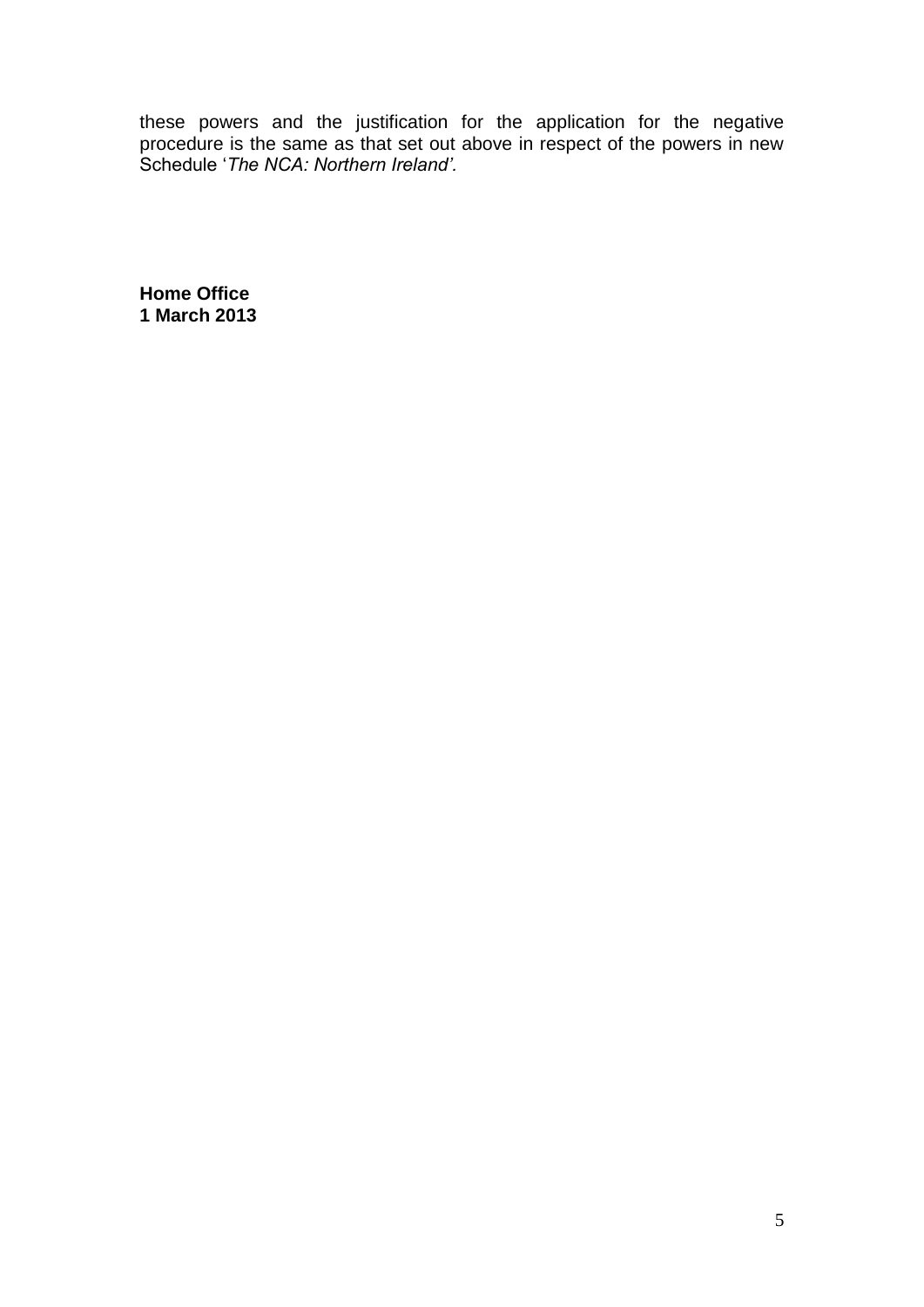these powers and the justification for the application for the negative procedure is the same as that set out above in respect of the powers in new Schedule '*The NCA: Northern Ireland'.*

**Home Office**
**1 March 2013**